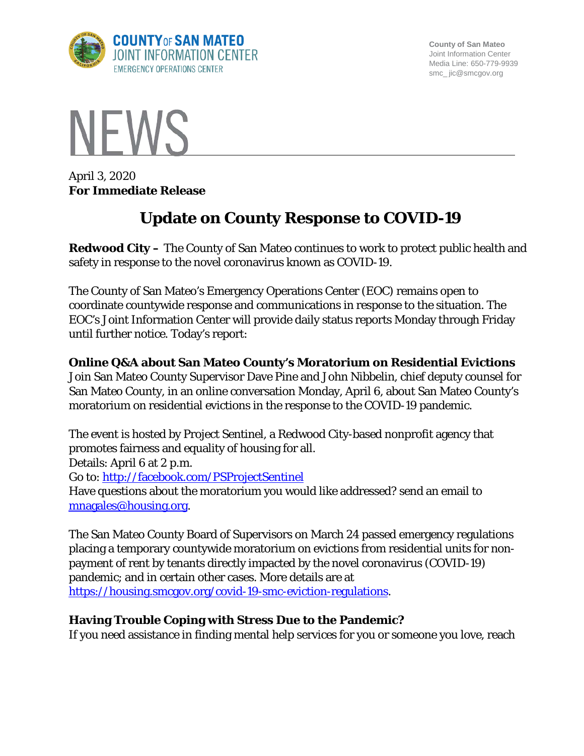COUNTY OF SAN MATEO
JOINT INFORMATION CENTER
EMERGENCY OPERATIONS CENTER

County of San Mateo
Joint Information Center
Media Line: 650-779-9939
smc_jic@smcgov.org

# NEWS

April 3, 2020
**For Immediate Release**

## Update on County Response to COVID-19

**Redwood City –** The County of San Mateo continues to work to protect public health and safety in response to the novel coronavirus known as COVID-19.

The County of San Mateo's Emergency Operations Center (EOC) remains open to coordinate countywide response and communications in response to the situation. The EOC's Joint Information Center will provide daily status reports Monday through Friday until further notice. Today's report:

**Online Q&A about San Mateo County's Moratorium on Residential Evictions**
Join San Mateo County Supervisor Dave Pine and John Nibbelin, chief deputy counsel for San Mateo County, in an online conversation Monday, April 6, about San Mateo County's moratorium on residential evictions in the response to the COVID-19 pandemic.

The event is hosted by Project Sentinel, a Redwood City-based nonprofit agency that promotes fairness and equality of housing for all.
Details: April 6 at 2 p.m.
Go to: http://facebook.com/PSProjectSentinel
Have questions about the moratorium you would like addressed? send an email to mnagales@housing.org.

The San Mateo County Board of Supervisors on March 24 passed emergency regulations placing a temporary countywide moratorium on evictions from residential units for non-payment of rent by tenants directly impacted by the novel coronavirus (COVID-19) pandemic; and in certain other cases. More details are at https://housing.smcgov.org/covid-19-smc-eviction-regulations.

**Having Trouble Coping with Stress Due to the Pandemic?**
If you need assistance in finding mental help services for you or someone you love, reach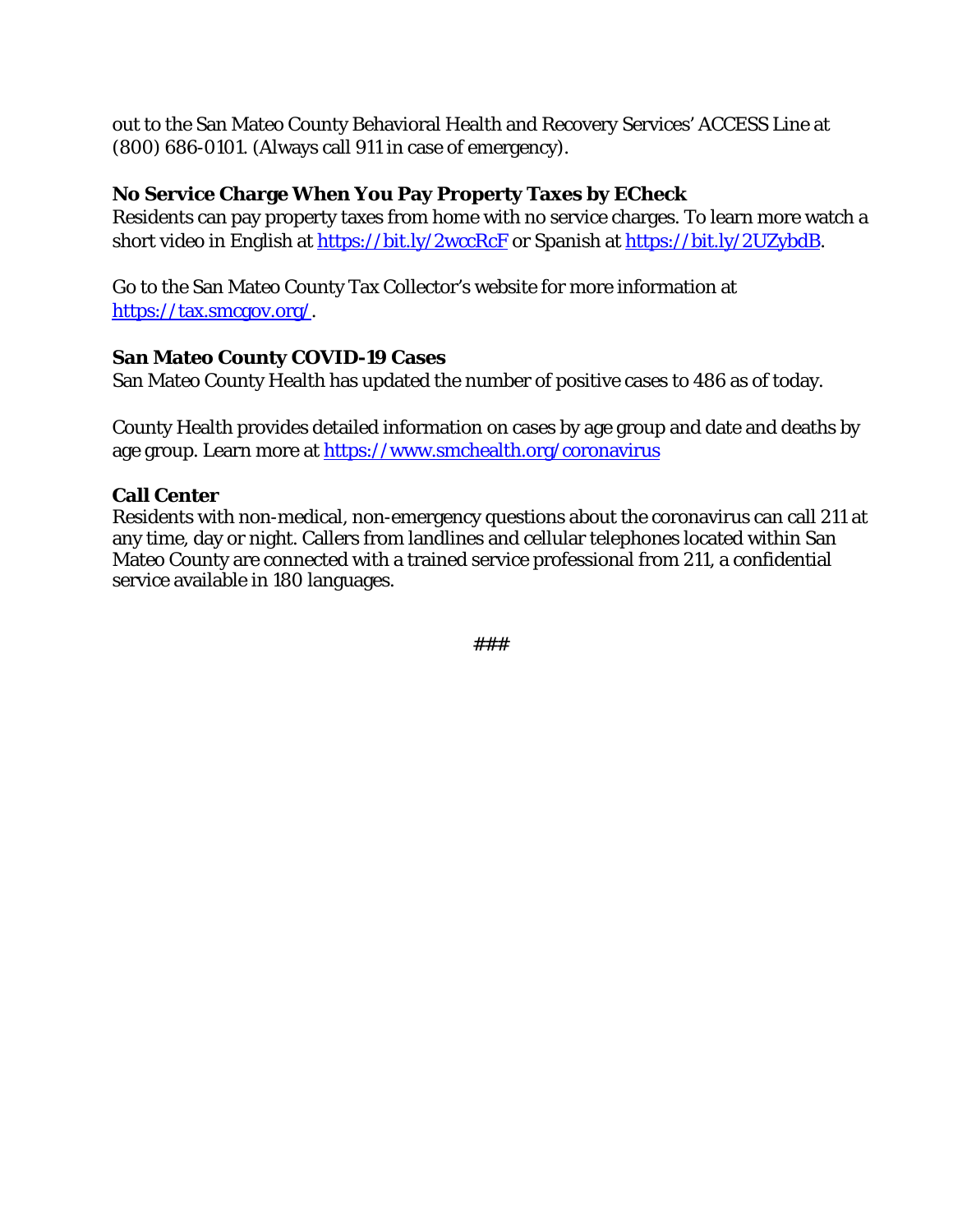out to the San Mateo County Behavioral Health and Recovery Services' ACCESS Line at (800) 686-0101. (Always call 911 in case of emergency).

**No Service Charge When You Pay Property Taxes by ECheck**

Residents can pay property taxes from home with no service charges. To learn more watch a short video in English at https://bit.ly/2wccRcF or Spanish at https://bit.ly/2UZybdB.

Go to the San Mateo County Tax Collector's website for more information at https://tax.smcgov.org/.

**San Mateo County COVID-19 Cases**

San Mateo County Health has updated the number of positive cases to 486 as of today.

County Health provides detailed information on cases by age group and date and deaths by age group. Learn more at https://www.smchealth.org/coronavirus

**Call Center**

Residents with non-medical, non-emergency questions about the coronavirus can call 211 at any time, day or night. Callers from landlines and cellular telephones located within San Mateo County are connected with a trained service professional from 211, a confidential service available in 180 languages.

###